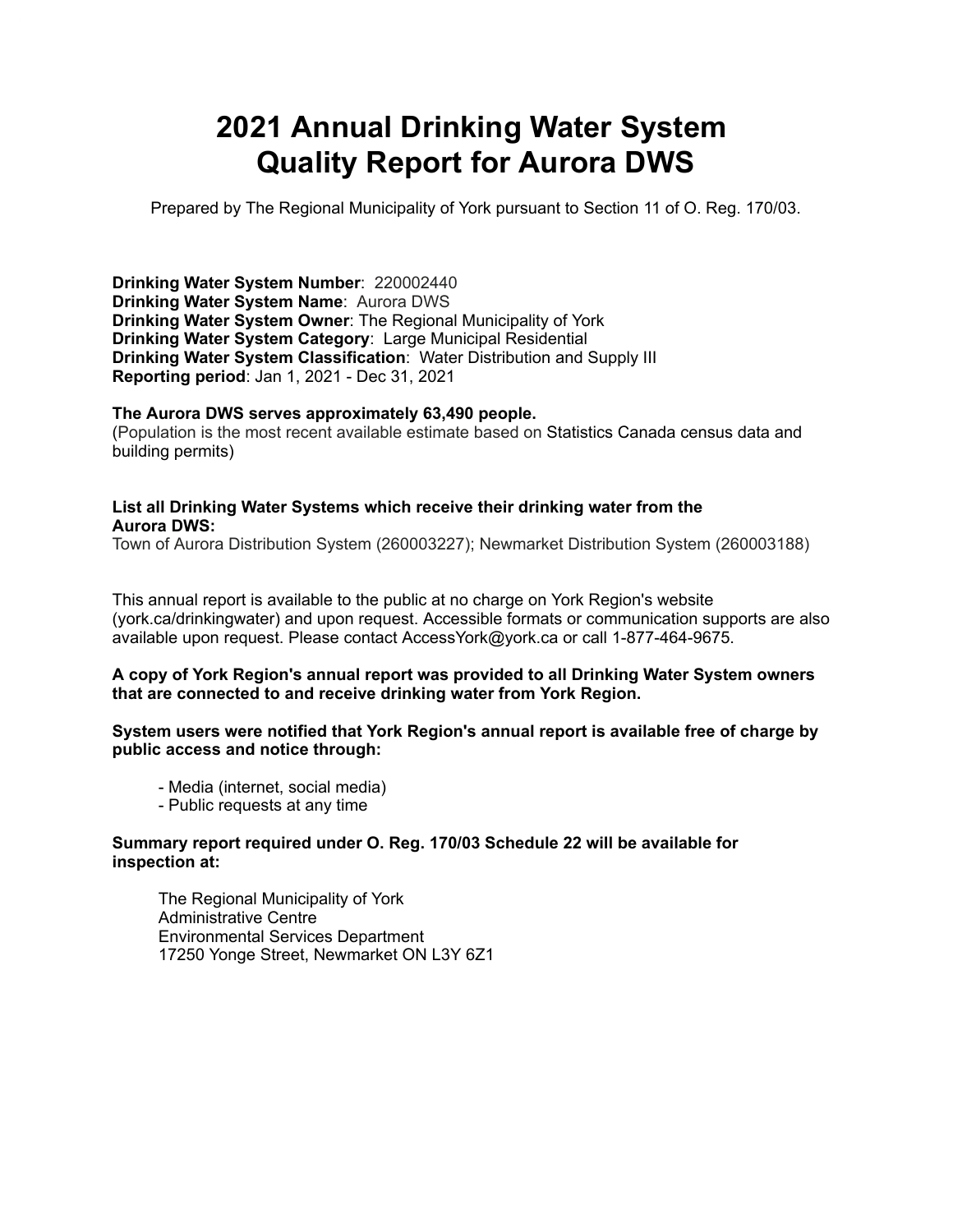# 2021 Annual Drinking Water System Quality Report for Aurora DWS

Prepared by The Regional Municipality of York pursuant to Section 11 of O. Reg. 170/03.

**Drinking Water System Number**: 220002440
**Drinking Water System Name**: Aurora DWS
**Drinking Water System Owner**: The Regional Municipality of York
**Drinking Water System Category**: Large Municipal Residential
**Drinking Water System Classification**: Water Distribution and Supply III
**Reporting period**: Jan 1, 2021 - Dec 31, 2021

**The Aurora DWS serves approximately 63,490 people.**
(Population is the most recent available estimate based on Statistics Canada census data and building permits)

**List all Drinking Water Systems which receive their drinking water from the Aurora DWS:**
Town of Aurora Distribution System (260003227); Newmarket Distribution System (260003188)

This annual report is available to the public at no charge on York Region's website (york.ca/drinkingwater) and upon request. Accessible formats or communication supports are also available upon request. Please contact AccessYork@york.ca or call 1-877-464-9675.

**A copy of York Region's annual report was provided to all Drinking Water System owners that are connected to and receive drinking water from York Region.**

**System users were notified that York Region's annual report is available free of charge by public access and notice through:**

- Media (internet, social media)
- Public requests at any time

**Summary report required under O. Reg. 170/03 Schedule 22 will be available for inspection at:**

The Regional Municipality of York
Administrative Centre
Environmental Services Department
17250 Yonge Street, Newmarket ON L3Y 6Z1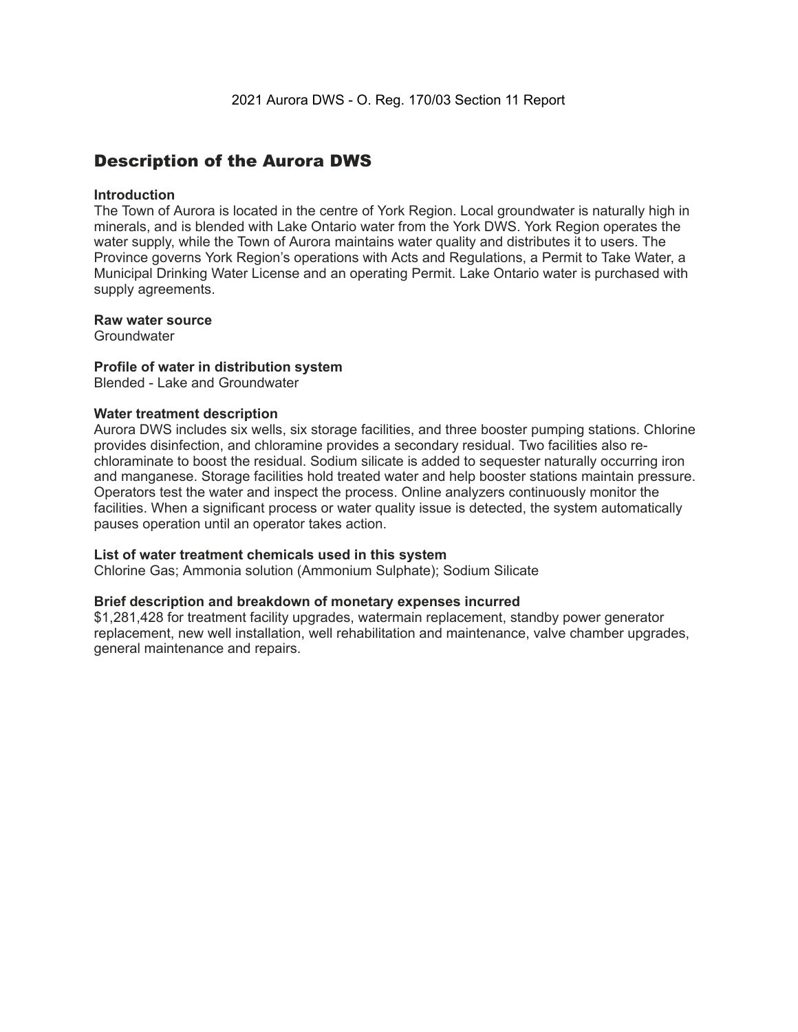## Description of the Aurora DWS

**Introduction**

The Town of Aurora is located in the centre of York Region. Local groundwater is naturally high in minerals, and is blended with Lake Ontario water from the York DWS. York Region operates the water supply, while the Town of Aurora maintains water quality and distributes it to users. The Province governs York Region's operations with Acts and Regulations, a Permit to Take Water, a Municipal Drinking Water License and an operating Permit. Lake Ontario water is purchased with supply agreements.

**Raw water source**

Groundwater

**Profile of water in distribution system**

Blended - Lake and Groundwater

**Water treatment description**

Aurora DWS includes six wells, six storage facilities, and three booster pumping stations. Chlorine provides disinfection, and chloramine provides a secondary residual. Two facilities also re-chloraminate to boost the residual. Sodium silicate is added to sequester naturally occurring iron and manganese. Storage facilities hold treated water and help booster stations maintain pressure. Operators test the water and inspect the process. Online analyzers continuously monitor the facilities. When a significant process or water quality issue is detected, the system automatically pauses operation until an operator takes action.

**List of water treatment chemicals used in this system**

Chlorine Gas; Ammonia solution (Ammonium Sulphate); Sodium Silicate

**Brief description and breakdown of monetary expenses incurred**

$1,281,428 for treatment facility upgrades, watermain replacement, standby power generator replacement, new well installation, well rehabilitation and maintenance, valve chamber upgrades, general maintenance and repairs.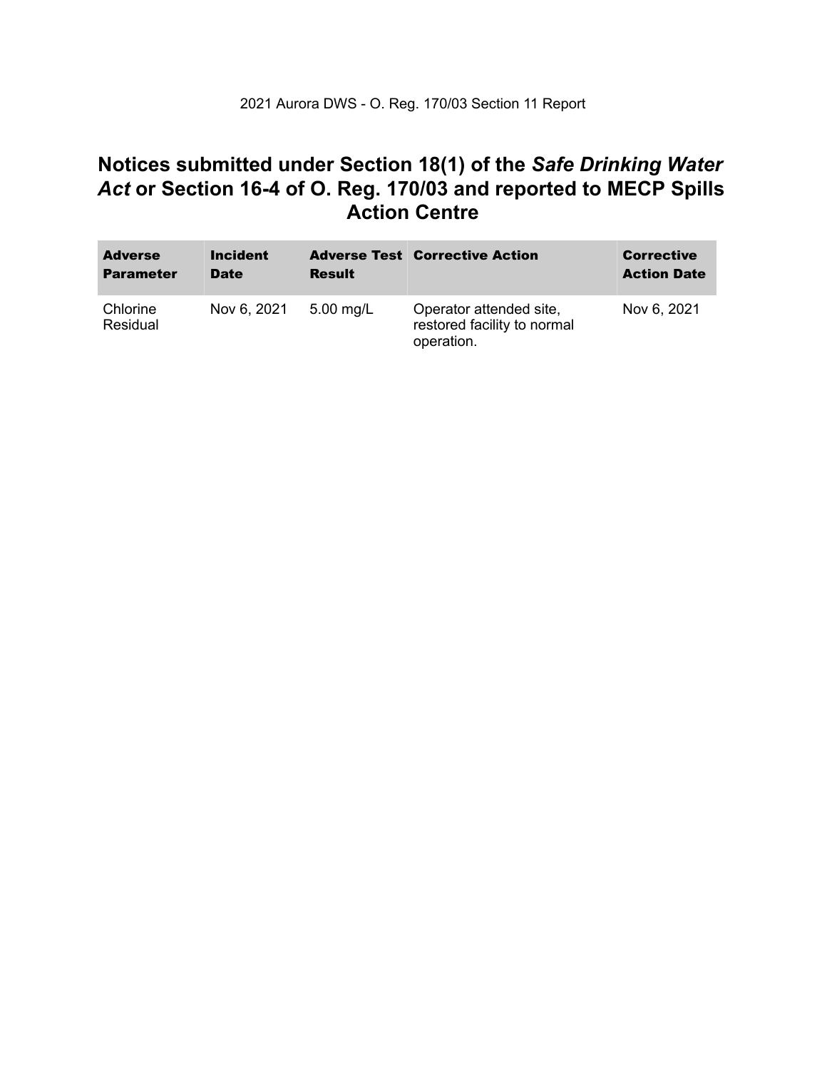2021 Aurora DWS - O. Reg. 170/03 Section 11 Report

## Notices submitted under Section 18(1) of the *Safe Drinking Water Act* or Section 16-4 of O. Reg. 170/03 and reported to MECP Spills Action Centre

| Adverse Parameter | Incident Date | Adverse Test Result | Corrective Action | Corrective Action Date |
|---|---|---|---|---|
| Chlorine Residual | Nov 6, 2021 | 5.00 mg/L | Operator attended site, restored facility to normal operation. | Nov 6, 2021 |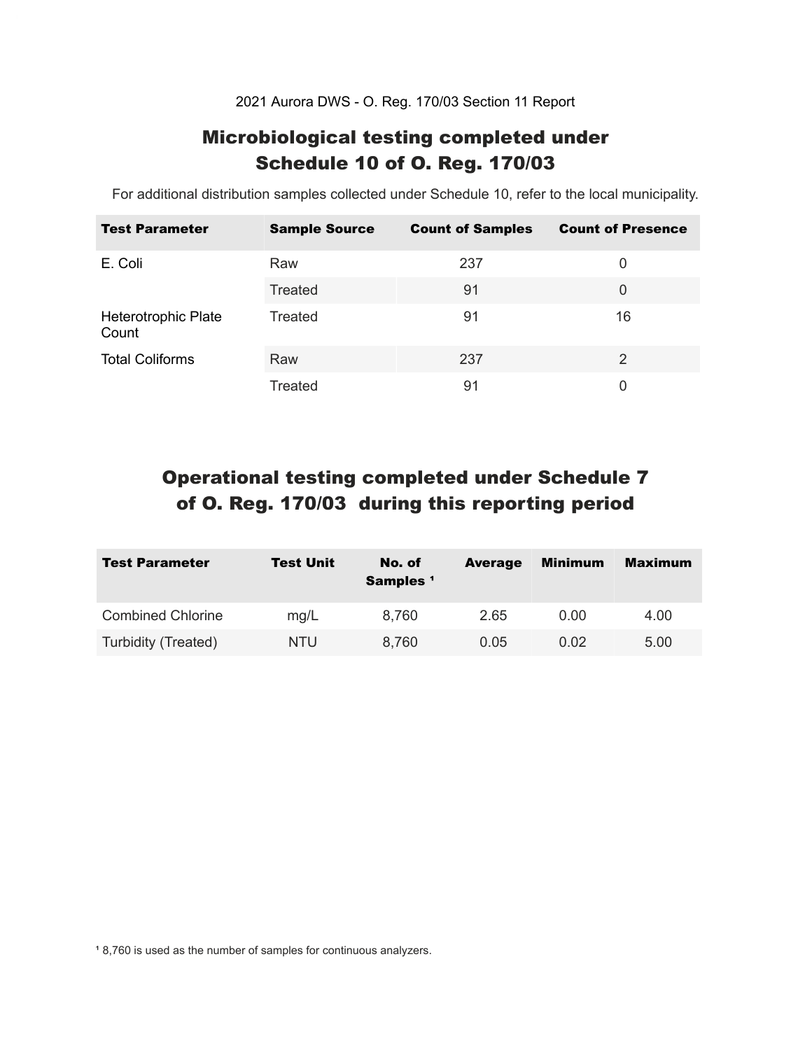2021 Aurora DWS - O. Reg. 170/03 Section 11 Report

## Microbiological testing completed under Schedule 10 of O. Reg. 170/03

For additional distribution samples collected under Schedule 10, refer to the local municipality.

| Test Parameter | Sample Source | Count of Samples | Count of Presence |
|---|---|---|---|
| E. Coli | Raw | 237 | 0 |
| | Treated | 91 | 0 |
| Heterotrophic Plate Count | Treated | 91 | 16 |
| Total Coliforms | Raw | 237 | 2 |
| | Treated | 91 | 0 |

## Operational testing completed under Schedule 7 of O. Reg. 170/03 during this reporting period

| Test Parameter | Test Unit | No. of Samples [1] | Average | Minimum | Maximum |
|---|---|---|---|---|---|
| Combined Chlorine | mg/L | 8,760 | 2.65 | 0.00 | 4.00 |
| Turbidity (Treated) | NTU | 8,760 | 0.05 | 0.02 | 5.00 |

[1] 8,760 is used as the number of samples for continuous analyzers.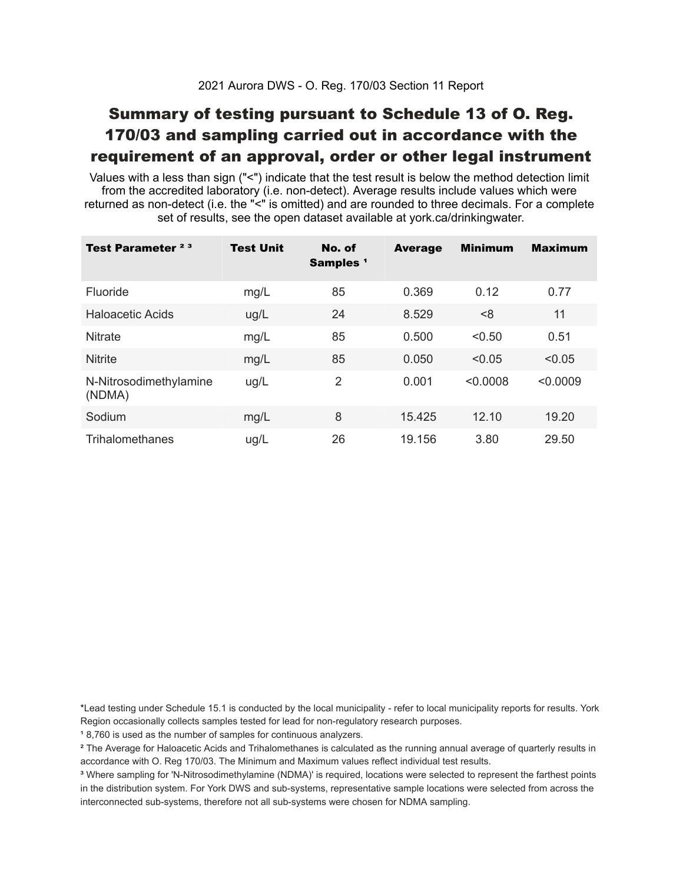2021 Aurora DWS - O. Reg. 170/03 Section 11 Report

# Summary of testing pursuant to Schedule 13 of O. Reg. 170/03 and sampling carried out in accordance with the requirement of an approval, order or other legal instrument

Values with a less than sign ("<") indicate that the test result is below the method detection limit from the accredited laboratory (i.e. non-detect). Average results include values which were returned as non-detect (i.e. the "<" is omitted) and are rounded to three decimals. For a complete set of results, see the open dataset available at york.ca/drinkingwater.

| Test Parameter [2] [3] | Test Unit | No. of Samples [1] | Average | Minimum | Maximum |
|---|---|---|---|---|---|
| Fluoride | mg/L | 85 | 0.369 | 0.12 | 0.77 |
| Haloacetic Acids | ug/L | 24 | 8.529 | <8 | 11 |
| Nitrate | mg/L | 85 | 0.500 | <0.50 | 0.51 |
| Nitrite | mg/L | 85 | 0.050 | <0.05 | <0.05 |
| N-Nitrosodimethylamine (NDMA) | ug/L | 2 | 0.001 | <0.0008 | <0.0009 |
| Sodium | mg/L | 8 | 15.425 | 12.10 | 19.20 |
| Trihalomethanes | ug/L | 26 | 19.156 | 3.80 | 29.50 |

*Lead testing under Schedule 15.1 is conducted by the local municipality - refer to local municipality reports for results. York Region occasionally collects samples tested for lead for non-regulatory research purposes.

[1] 8,760 is used as the number of samples for continuous analyzers.

[2] The Average for Haloacetic Acids and Trihalomethanes is calculated as the running annual average of quarterly results in accordance with O. Reg 170/03. The Minimum and Maximum values reflect individual test results.

[3] Where sampling for 'N-Nitrosodimethylamine (NDMA)' is required, locations were selected to represent the farthest points in the distribution system. For York DWS and sub-systems, representative sample locations were selected from across the interconnected sub-systems, therefore not all sub-systems were chosen for NDMA sampling.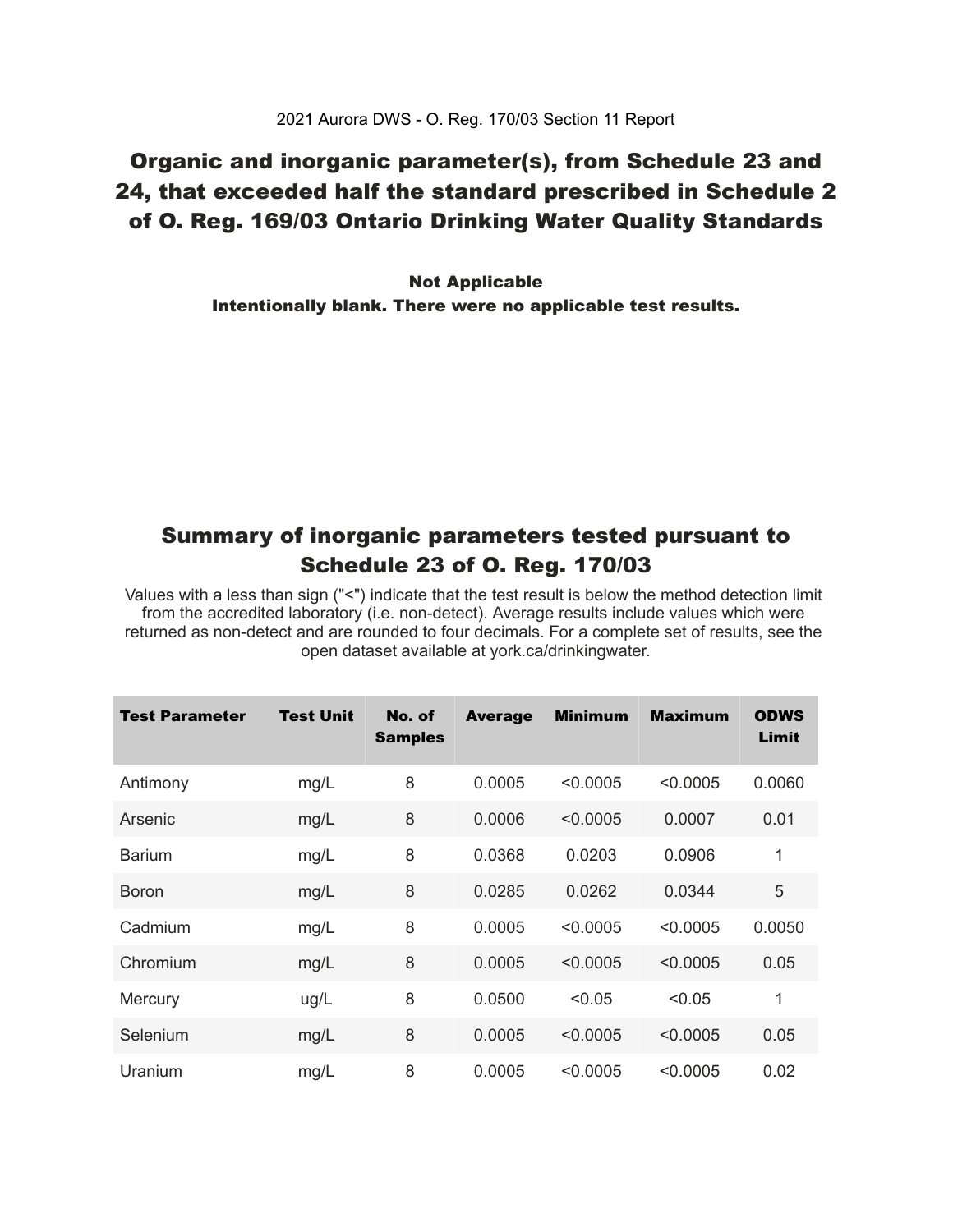2021 Aurora DWS - O. Reg. 170/03 Section 11 Report

## Organic and inorganic parameter(s), from Schedule 23 and 24, that exceeded half the standard prescribed in Schedule 2 of O. Reg. 169/03 Ontario Drinking Water Quality Standards

**Not Applicable**
**Intentionally blank. There were no applicable test results.**

## Summary of inorganic parameters tested pursuant to Schedule 23 of O. Reg. 170/03

Values with a less than sign ("<") indicate that the test result is below the method detection limit from the accredited laboratory (i.e. non-detect). Average results include values which were returned as non-detect and are rounded to four decimals. For a complete set of results, see the open dataset available at york.ca/drinkingwater.

| Test Parameter | Test Unit | No. of Samples | Average | Minimum | Maximum | ODWS Limit |
|---|---|---|---|---|---|---|
| Antimony | mg/L | 8 | 0.0005 | <0.0005 | <0.0005 | 0.0060 |
| Arsenic | mg/L | 8 | 0.0006 | <0.0005 | 0.0007 | 0.01 |
| Barium | mg/L | 8 | 0.0368 | 0.0203 | 0.0906 | 1 |
| Boron | mg/L | 8 | 0.0285 | 0.0262 | 0.0344 | 5 |
| Cadmium | mg/L | 8 | 0.0005 | <0.0005 | <0.0005 | 0.0050 |
| Chromium | mg/L | 8 | 0.0005 | <0.0005 | <0.0005 | 0.05 |
| Mercury | ug/L | 8 | 0.0500 | <0.05 | <0.05 | 1 |
| Selenium | mg/L | 8 | 0.0005 | <0.0005 | <0.0005 | 0.05 |
| Uranium | mg/L | 8 | 0.0005 | <0.0005 | <0.0005 | 0.02 |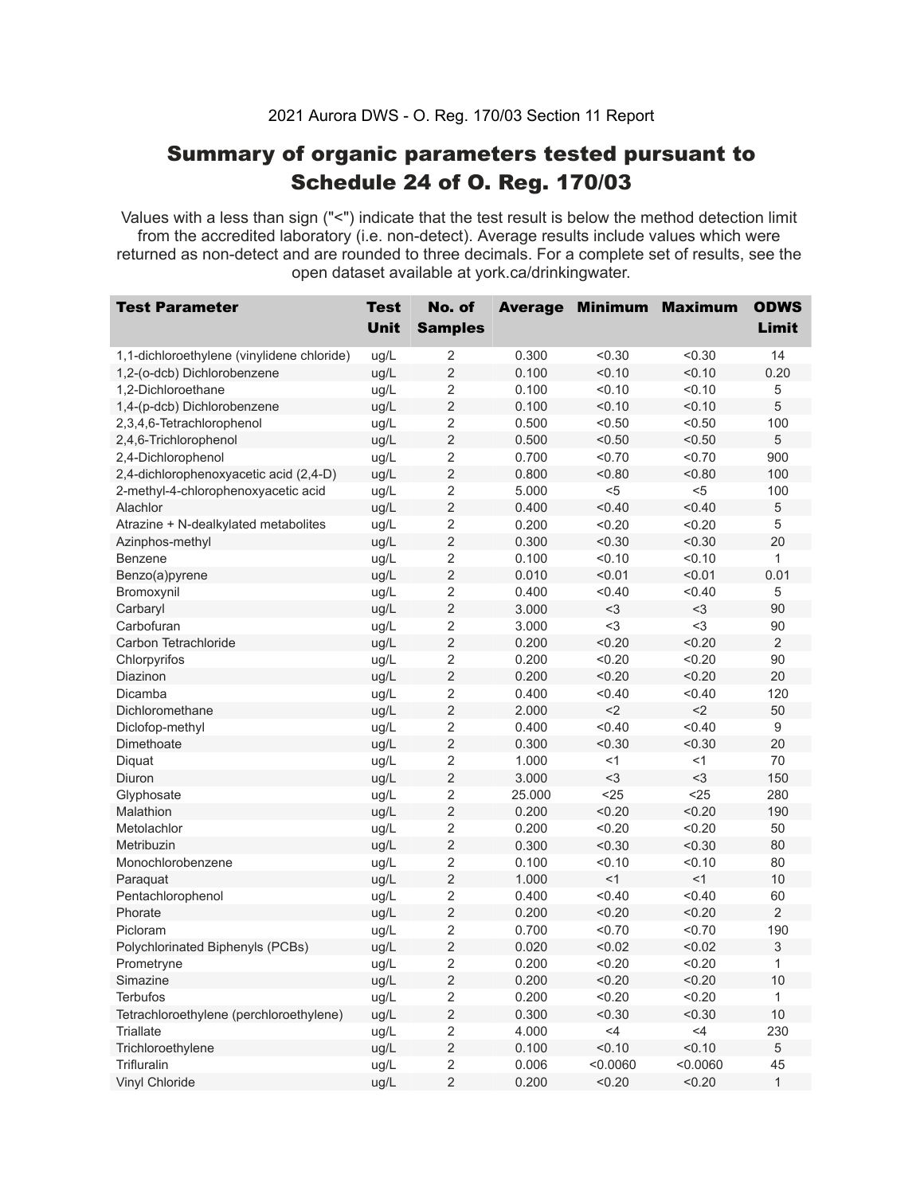2021 Aurora DWS - O. Reg. 170/03 Section 11 Report

# Summary of organic parameters tested pursuant to Schedule 24 of O. Reg. 170/03

Values with a less than sign ("<") indicate that the test result is below the method detection limit from the accredited laboratory (i.e. non-detect). Average results include values which were returned as non-detect and are rounded to three decimals. For a complete set of results, see the open dataset available at york.ca/drinkingwater.

| Test Parameter | Test Unit | No. of Samples | Average | Minimum | Maximum | ODWS Limit |
|---|---|---|---|---|---|---|
| 1,1-dichloroethylene (vinylidene chloride) | ug/L | 2 | 0.300 | <0.30 | <0.30 | 14 |
| 1,2-(o-dcb) Dichlorobenzene | ug/L | 2 | 0.100 | <0.10 | <0.10 | 0.20 |
| 1,2-Dichloroethane | ug/L | 2 | 0.100 | <0.10 | <0.10 | 5 |
| 1,4-(p-dcb) Dichlorobenzene | ug/L | 2 | 0.100 | <0.10 | <0.10 | 5 |
| 2,3,4,6-Tetrachlorophenol | ug/L | 2 | 0.500 | <0.50 | <0.50 | 100 |
| 2,4,6-Trichlorophenol | ug/L | 2 | 0.500 | <0.50 | <0.50 | 5 |
| 2,4-Dichlorophenol | ug/L | 2 | 0.700 | <0.70 | <0.70 | 900 |
| 2,4-dichlorophenoxyacetic acid (2,4-D) | ug/L | 2 | 0.800 | <0.80 | <0.80 | 100 |
| 2-methyl-4-chlorophenoxyacetic acid | ug/L | 2 | 5.000 | <5 | <5 | 100 |
| Alachlor | ug/L | 2 | 0.400 | <0.40 | <0.40 | 5 |
| Atrazine + N-dealkylated metabolites | ug/L | 2 | 0.200 | <0.20 | <0.20 | 5 |
| Azinphos-methyl | ug/L | 2 | 0.300 | <0.30 | <0.30 | 20 |
| Benzene | ug/L | 2 | 0.100 | <0.10 | <0.10 | 1 |
| Benzo(a)pyrene | ug/L | 2 | 0.010 | <0.01 | <0.01 | 0.01 |
| Bromoxynil | ug/L | 2 | 0.400 | <0.40 | <0.40 | 5 |
| Carbaryl | ug/L | 2 | 3.000 | <3 | <3 | 90 |
| Carbofuran | ug/L | 2 | 3.000 | <3 | <3 | 90 |
| Carbon Tetrachloride | ug/L | 2 | 0.200 | <0.20 | <0.20 | 2 |
| Chlorpyrifos | ug/L | 2 | 0.200 | <0.20 | <0.20 | 90 |
| Diazinon | ug/L | 2 | 0.200 | <0.20 | <0.20 | 20 |
| Dicamba | ug/L | 2 | 0.400 | <0.40 | <0.40 | 120 |
| Dichloromethane | ug/L | 2 | 2.000 | <2 | <2 | 50 |
| Diclofop-methyl | ug/L | 2 | 0.400 | <0.40 | <0.40 | 9 |
| Dimethoate | ug/L | 2 | 0.300 | <0.30 | <0.30 | 20 |
| Diquat | ug/L | 2 | 1.000 | <1 | <1 | 70 |
| Diuron | ug/L | 2 | 3.000 | <3 | <3 | 150 |
| Glyphosate | ug/L | 2 | 25.000 | <25 | <25 | 280 |
| Malathion | ug/L | 2 | 0.200 | <0.20 | <0.20 | 190 |
| Metolachlor | ug/L | 2 | 0.200 | <0.20 | <0.20 | 50 |
| Metribuzin | ug/L | 2 | 0.300 | <0.30 | <0.30 | 80 |
| Monochlorobenzene | ug/L | 2 | 0.100 | <0.10 | <0.10 | 80 |
| Paraquat | ug/L | 2 | 1.000 | <1 | <1 | 10 |
| Pentachlorophenol | ug/L | 2 | 0.400 | <0.40 | <0.40 | 60 |
| Phorate | ug/L | 2 | 0.200 | <0.20 | <0.20 | 2 |
| Picloram | ug/L | 2 | 0.700 | <0.70 | <0.70 | 190 |
| Polychlorinated Biphenyls (PCBs) | ug/L | 2 | 0.020 | <0.02 | <0.02 | 3 |
| Prometryne | ug/L | 2 | 0.200 | <0.20 | <0.20 | 1 |
| Simazine | ug/L | 2 | 0.200 | <0.20 | <0.20 | 10 |
| Terbufos | ug/L | 2 | 0.200 | <0.20 | <0.20 | 1 |
| Tetrachloroethylene (perchloroethylene) | ug/L | 2 | 0.300 | <0.30 | <0.30 | 10 |
| Triallate | ug/L | 2 | 4.000 | <4 | <4 | 230 |
| Trichloroethylene | ug/L | 2 | 0.100 | <0.10 | <0.10 | 5 |
| Trifluralin | ug/L | 2 | 0.006 | <0.0060 | <0.0060 | 45 |
| Vinyl Chloride | ug/L | 2 | 0.200 | <0.20 | <0.20 | 1 |